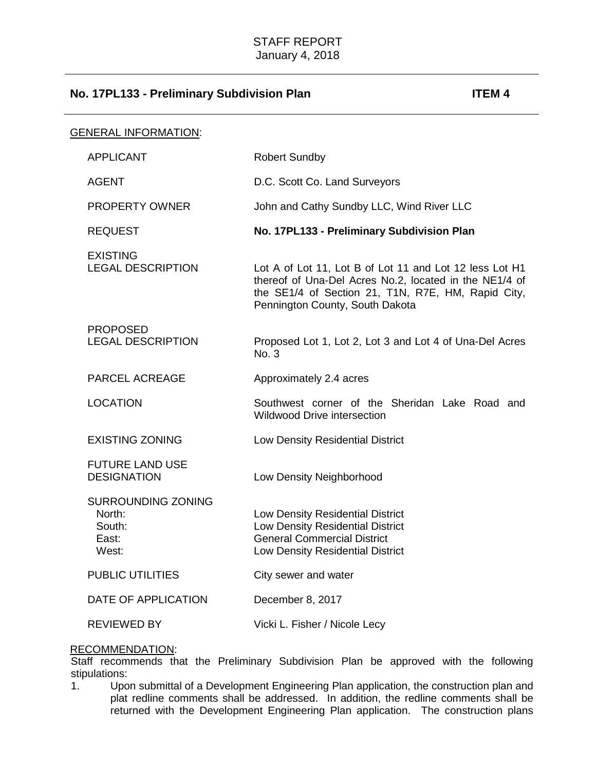STAFF REPORT
January 4, 2018

## No. 17PL133 - Preliminary Subdivision Plan ITEM 4

GENERAL INFORMATION:

| | |
|---|---|
| APPLICANT | Robert Sundby |
| AGENT | D.C. Scott Co. Land Surveyors |
| PROPERTY OWNER | John and Cathy Sundby LLC, Wind River LLC |
| REQUEST | **No. 17PL133 - Preliminary Subdivision Plan** |
| EXISTING LEGAL DESCRIPTION | Lot A of Lot 11, Lot B of Lot 11 and Lot 12 less Lot H1 thereof of Una-Del Acres No.2, located in the NE1/4 of the SE1/4 of Section 21, T1N, R7E, HM, Rapid City, Pennington County, South Dakota |
| PROPOSED LEGAL DESCRIPTION | Proposed Lot 1, Lot 2, Lot 3 and Lot 4 of Una-Del Acres No. 3 |
| PARCEL ACREAGE | Approximately 2.4 acres |
| LOCATION | Southwest corner of the Sheridan Lake Road and Wildwood Drive intersection |
| EXISTING ZONING | Low Density Residential District |
| FUTURE LAND USE DESIGNATION | Low Density Neighborhood |
| SURROUNDING ZONING | |
| North: | Low Density Residential District |
| South: | Low Density Residential District |
| East: | General Commercial District |
| West: | Low Density Residential District |
| PUBLIC UTILITIES | City sewer and water |
| DATE OF APPLICATION | December 8, 2017 |
| REVIEWED BY | Vicki L. Fisher / Nicole Lecy |

RECOMMENDATION:

Staff recommends that the Preliminary Subdivision Plan be approved with the following stipulations:

1. Upon submittal of a Development Engineering Plan application, the construction plan and plat redline comments shall be addressed. In addition, the redline comments shall be returned with the Development Engineering Plan application. The construction plans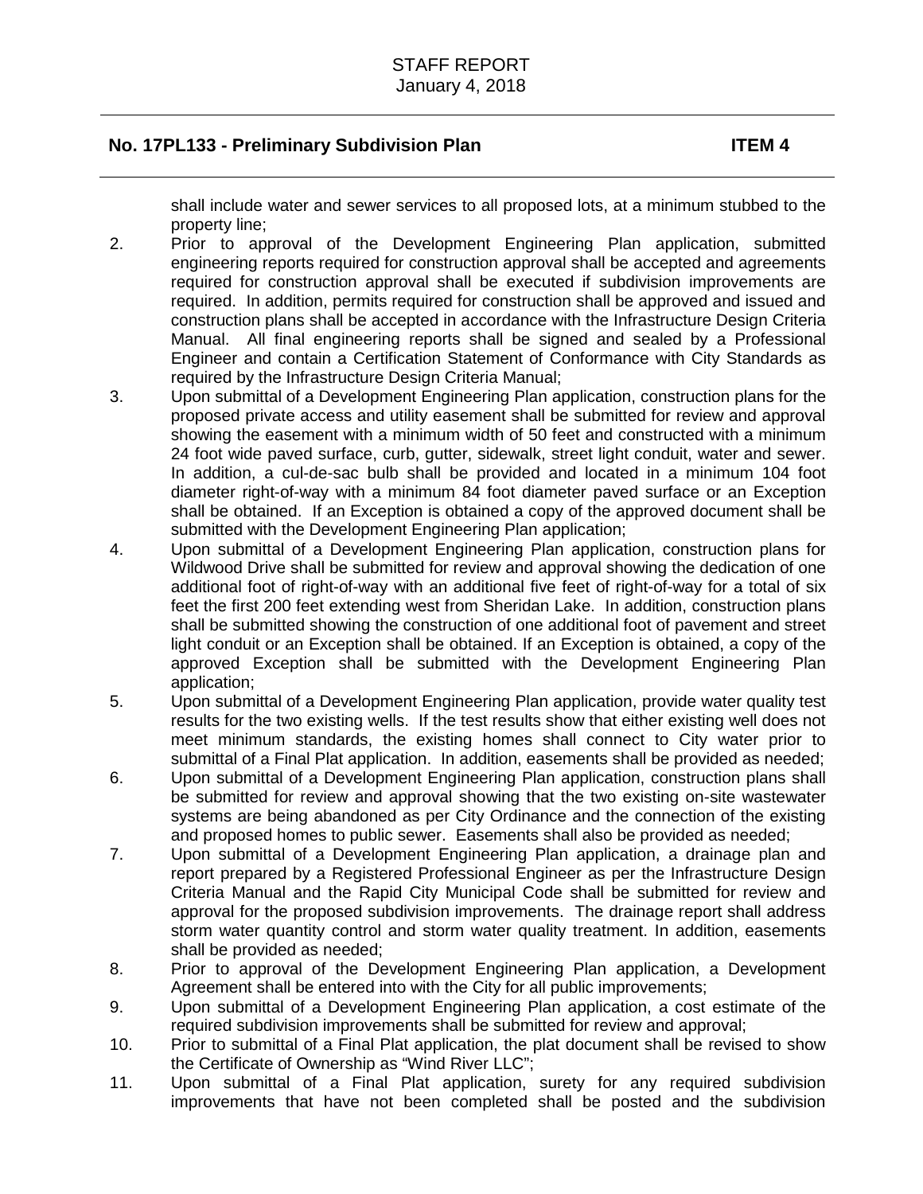shall include water and sewer services to all proposed lots, at a minimum stubbed to the property line;

2. Prior to approval of the Development Engineering Plan application, submitted engineering reports required for construction approval shall be accepted and agreements required for construction approval shall be executed if subdivision improvements are required. In addition, permits required for construction shall be approved and issued and construction plans shall be accepted in accordance with the Infrastructure Design Criteria Manual. All final engineering reports shall be signed and sealed by a Professional Engineer and contain a Certification Statement of Conformance with City Standards as required by the Infrastructure Design Criteria Manual;
3. Upon submittal of a Development Engineering Plan application, construction plans for the proposed private access and utility easement shall be submitted for review and approval showing the easement with a minimum width of 50 feet and constructed with a minimum 24 foot wide paved surface, curb, gutter, sidewalk, street light conduit, water and sewer. In addition, a cul-de-sac bulb shall be provided and located in a minimum 104 foot diameter right-of-way with a minimum 84 foot diameter paved surface or an Exception shall be obtained. If an Exception is obtained a copy of the approved document shall be submitted with the Development Engineering Plan application;
4. Upon submittal of a Development Engineering Plan application, construction plans for Wildwood Drive shall be submitted for review and approval showing the dedication of one additional foot of right-of-way with an additional five feet of right-of-way for a total of six feet the first 200 feet extending west from Sheridan Lake. In addition, construction plans shall be submitted showing the construction of one additional foot of pavement and street light conduit or an Exception shall be obtained. If an Exception is obtained, a copy of the approved Exception shall be submitted with the Development Engineering Plan application;
5. Upon submittal of a Development Engineering Plan application, provide water quality test results for the two existing wells. If the test results show that either existing well does not meet minimum standards, the existing homes shall connect to City water prior to submittal of a Final Plat application. In addition, easements shall be provided as needed;
6. Upon submittal of a Development Engineering Plan application, construction plans shall be submitted for review and approval showing that the two existing on-site wastewater systems are being abandoned as per City Ordinance and the connection of the existing and proposed homes to public sewer. Easements shall also be provided as needed;
7. Upon submittal of a Development Engineering Plan application, a drainage plan and report prepared by a Registered Professional Engineer as per the Infrastructure Design Criteria Manual and the Rapid City Municipal Code shall be submitted for review and approval for the proposed subdivision improvements. The drainage report shall address storm water quantity control and storm water quality treatment. In addition, easements shall be provided as needed;
8. Prior to approval of the Development Engineering Plan application, a Development Agreement shall be entered into with the City for all public improvements;
9. Upon submittal of a Development Engineering Plan application, a cost estimate of the required subdivision improvements shall be submitted for review and approval;
10. Prior to submittal of a Final Plat application, the plat document shall be revised to show the Certificate of Ownership as "Wind River LLC";
11. Upon submittal of a Final Plat application, surety for any required subdivision improvements that have not been completed shall be posted and the subdivision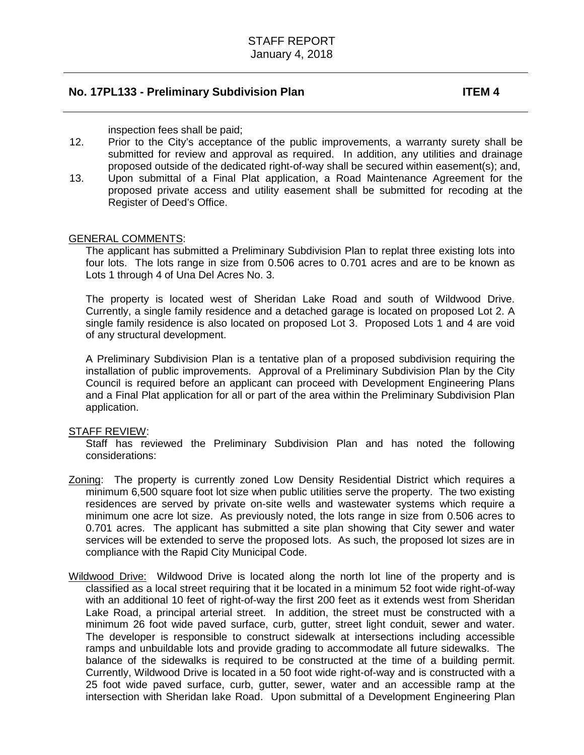inspection fees shall be paid;

12. Prior to the City's acceptance of the public improvements, a warranty surety shall be submitted for review and approval as required. In addition, any utilities and drainage proposed outside of the dedicated right-of-way shall be secured within easement(s); and,
13. Upon submittal of a Final Plat application, a Road Maintenance Agreement for the proposed private access and utility easement shall be submitted for recoding at the Register of Deed's Office.

GENERAL COMMENTS:

The applicant has submitted a Preliminary Subdivision Plan to replat three existing lots into four lots. The lots range in size from 0.506 acres to 0.701 acres and are to be known as Lots 1 through 4 of Una Del Acres No. 3.

The property is located west of Sheridan Lake Road and south of Wildwood Drive. Currently, a single family residence and a detached garage is located on proposed Lot 2. A single family residence is also located on proposed Lot 3. Proposed Lots 1 and 4 are void of any structural development.

A Preliminary Subdivision Plan is a tentative plan of a proposed subdivision requiring the installation of public improvements. Approval of a Preliminary Subdivision Plan by the City Council is required before an applicant can proceed with Development Engineering Plans and a Final Plat application for all or part of the area within the Preliminary Subdivision Plan application.

STAFF REVIEW:

Staff has reviewed the Preliminary Subdivision Plan and has noted the following considerations:

Zoning: The property is currently zoned Low Density Residential District which requires a minimum 6,500 square foot lot size when public utilities serve the property. The two existing residences are served by private on-site wells and wastewater systems which require a minimum one acre lot size. As previously noted, the lots range in size from 0.506 acres to 0.701 acres. The applicant has submitted a site plan showing that City sewer and water services will be extended to serve the proposed lots. As such, the proposed lot sizes are in compliance with the Rapid City Municipal Code.

Wildwood Drive: Wildwood Drive is located along the north lot line of the property and is classified as a local street requiring that it be located in a minimum 52 foot wide right-of-way with an additional 10 feet of right-of-way the first 200 feet as it extends west from Sheridan Lake Road, a principal arterial street. In addition, the street must be constructed with a minimum 26 foot wide paved surface, curb, gutter, street light conduit, sewer and water. The developer is responsible to construct sidewalk at intersections including accessible ramps and unbuildable lots and provide grading to accommodate all future sidewalks. The balance of the sidewalks is required to be constructed at the time of a building permit. Currently, Wildwood Drive is located in a 50 foot wide right-of-way and is constructed with a 25 foot wide paved surface, curb, gutter, sewer, water and an accessible ramp at the intersection with Sheridan lake Road. Upon submittal of a Development Engineering Plan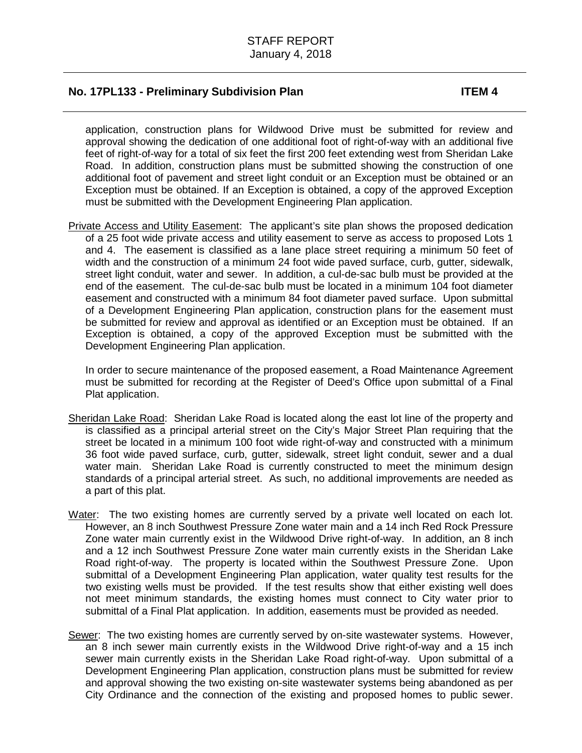application, construction plans for Wildwood Drive must be submitted for review and approval showing the dedication of one additional foot of right-of-way with an additional five feet of right-of-way for a total of six feet the first 200 feet extending west from Sheridan Lake Road. In addition, construction plans must be submitted showing the construction of one additional foot of pavement and street light conduit or an Exception must be obtained or an Exception must be obtained. If an Exception is obtained, a copy of the approved Exception must be submitted with the Development Engineering Plan application.

<u>Private Access and Utility Easement</u>: The applicant's site plan shows the proposed dedication of a 25 foot wide private access and utility easement to serve as access to proposed Lots 1 and 4. The easement is classified as a lane place street requiring a minimum 50 feet of width and the construction of a minimum 24 foot wide paved surface, curb, gutter, sidewalk, street light conduit, water and sewer. In addition, a cul-de-sac bulb must be provided at the end of the easement. The cul-de-sac bulb must be located in a minimum 104 foot diameter easement and constructed with a minimum 84 foot diameter paved surface. Upon submittal of a Development Engineering Plan application, construction plans for the easement must be submitted for review and approval as identified or an Exception must be obtained. If an Exception is obtained, a copy of the approved Exception must be submitted with the Development Engineering Plan application.

In order to secure maintenance of the proposed easement, a Road Maintenance Agreement must be submitted for recording at the Register of Deed's Office upon submittal of a Final Plat application.

<u>Sheridan Lake Road</u>: Sheridan Lake Road is located along the east lot line of the property and is classified as a principal arterial street on the City's Major Street Plan requiring that the street be located in a minimum 100 foot wide right-of-way and constructed with a minimum 36 foot wide paved surface, curb, gutter, sidewalk, street light conduit, sewer and a dual water main. Sheridan Lake Road is currently constructed to meet the minimum design standards of a principal arterial street. As such, no additional improvements are needed as a part of this plat.

<u>Water</u>: The two existing homes are currently served by a private well located on each lot. However, an 8 inch Southwest Pressure Zone water main and a 14 inch Red Rock Pressure Zone water main currently exist in the Wildwood Drive right-of-way. In addition, an 8 inch and a 12 inch Southwest Pressure Zone water main currently exists in the Sheridan Lake Road right-of-way. The property is located within the Southwest Pressure Zone. Upon submittal of a Development Engineering Plan application, water quality test results for the two existing wells must be provided. If the test results show that either existing well does not meet minimum standards, the existing homes must connect to City water prior to submittal of a Final Plat application. In addition, easements must be provided as needed.

<u>Sewer</u>: The two existing homes are currently served by on-site wastewater systems. However, an 8 inch sewer main currently exists in the Wildwood Drive right-of-way and a 15 inch sewer main currently exists in the Sheridan Lake Road right-of-way. Upon submittal of a Development Engineering Plan application, construction plans must be submitted for review and approval showing the two existing on-site wastewater systems being abandoned as per City Ordinance and the connection of the existing and proposed homes to public sewer.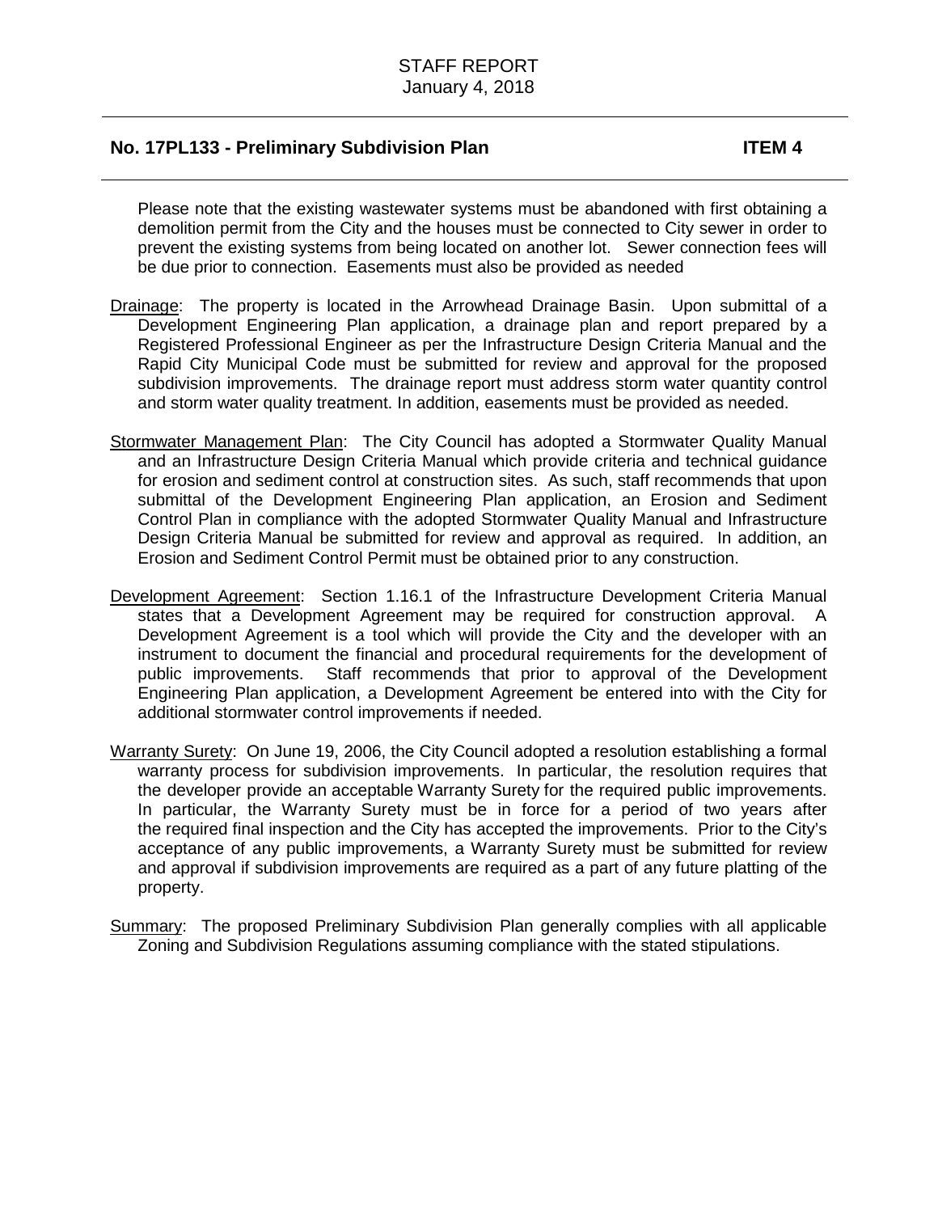Please note that the existing wastewater systems must be abandoned with first obtaining a demolition permit from the City and the houses must be connected to City sewer in order to prevent the existing systems from being located on another lot. Sewer connection fees will be due prior to connection. Easements must also be provided as needed

Drainage: The property is located in the Arrowhead Drainage Basin. Upon submittal of a Development Engineering Plan application, a drainage plan and report prepared by a Registered Professional Engineer as per the Infrastructure Design Criteria Manual and the Rapid City Municipal Code must be submitted for review and approval for the proposed subdivision improvements. The drainage report must address storm water quantity control and storm water quality treatment. In addition, easements must be provided as needed.

Stormwater Management Plan: The City Council has adopted a Stormwater Quality Manual and an Infrastructure Design Criteria Manual which provide criteria and technical guidance for erosion and sediment control at construction sites. As such, staff recommends that upon submittal of the Development Engineering Plan application, an Erosion and Sediment Control Plan in compliance with the adopted Stormwater Quality Manual and Infrastructure Design Criteria Manual be submitted for review and approval as required. In addition, an Erosion and Sediment Control Permit must be obtained prior to any construction.

Development Agreement: Section 1.16.1 of the Infrastructure Development Criteria Manual states that a Development Agreement may be required for construction approval. A Development Agreement is a tool which will provide the City and the developer with an instrument to document the financial and procedural requirements for the development of public improvements. Staff recommends that prior to approval of the Development Engineering Plan application, a Development Agreement be entered into with the City for additional stormwater control improvements if needed.

Warranty Surety: On June 19, 2006, the City Council adopted a resolution establishing a formal warranty process for subdivision improvements. In particular, the resolution requires that the developer provide an acceptable Warranty Surety for the required public improvements. In particular, the Warranty Surety must be in force for a period of two years after the required final inspection and the City has accepted the improvements. Prior to the City's acceptance of any public improvements, a Warranty Surety must be submitted for review and approval if subdivision improvements are required as a part of any future platting of the property.

Summary: The proposed Preliminary Subdivision Plan generally complies with all applicable Zoning and Subdivision Regulations assuming compliance with the stated stipulations.